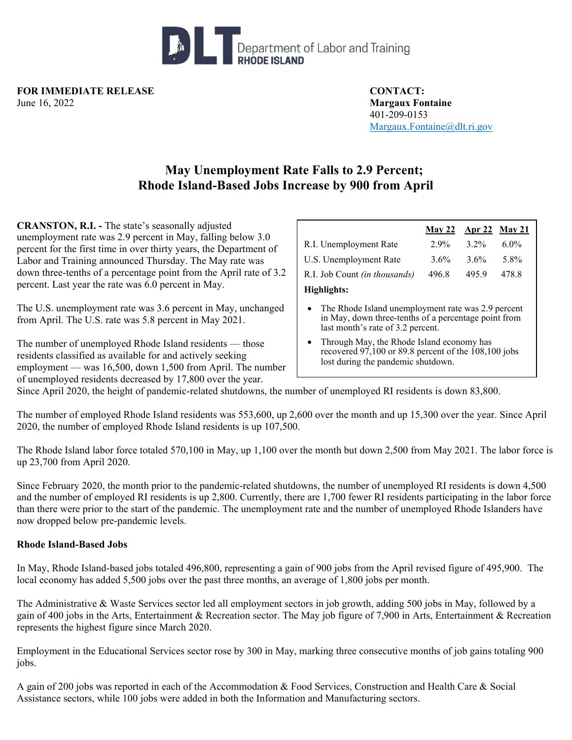Department of Labor and Training
RHODE ISLAND

**FOR IMMEDIATE RELEASE**
June 16, 2022

**CONTACT:**
**Margaux Fontaine**
401-209-0153
Margaux.Fontaine@dlt.ri.gov

# May Unemployment Rate Falls to 2.9 Percent; Rhode Island-Based Jobs Increase by 900 from April

**CRANSTON, R.I. -** The state's seasonally adjusted unemployment rate was 2.9 percent in May, falling below 3.0 percent for the first time in over thirty years, the Department of Labor and Training announced Thursday. The May rate was down three-tenths of a percentage point from the April rate of 3.2 percent. Last year the rate was 6.0 percent in May.

| | May 22 | Apr 22 | May 21 |
|---|---|---|---|
| R.I. Unemployment Rate | 2.9% | 3.2% | 6.0% |
| U.S. Unemployment Rate | 3.6% | 3.6% | 5.8% |
| R.I. Job Count *(in thousands)* | 496.8 | 495.9 | 478.8 |

**Highlights:**

- The Rhode Island unemployment rate was 2.9 percent in May, down three-tenths of a percentage point from last month's rate of 3.2 percent.
- Through May, the Rhode Island economy has recovered 97,100 or 89.8 percent of the 108,100 jobs lost during the pandemic shutdown.

The U.S. unemployment rate was 3.6 percent in May, unchanged from April. The U.S. rate was 5.8 percent in May 2021.

The number of unemployed Rhode Island residents — those residents classified as available for and actively seeking employment — was 16,500, down 1,500 from April. The number of unemployed residents decreased by 17,800 over the year. Since April 2020, the height of pandemic-related shutdowns, the number of unemployed RI residents is down 83,800.

The number of employed Rhode Island residents was 553,600, up 2,600 over the month and up 15,300 over the year. Since April 2020, the number of employed Rhode Island residents is up 107,500.

The Rhode Island labor force totaled 570,100 in May, up 1,100 over the month but down 2,500 from May 2021. The labor force is up 23,700 from April 2020.

Since February 2020, the month prior to the pandemic-related shutdowns, the number of unemployed RI residents is down 4,500 and the number of employed RI residents is up 2,800. Currently, there are 1,700 fewer RI residents participating in the labor force than there were prior to the start of the pandemic. The unemployment rate and the number of unemployed Rhode Islanders have now dropped below pre-pandemic levels.

**Rhode Island-Based Jobs**

In May, Rhode Island-based jobs totaled 496,800, representing a gain of 900 jobs from the April revised figure of 495,900. The local economy has added 5,500 jobs over the past three months, an average of 1,800 jobs per month.

The Administrative & Waste Services sector led all employment sectors in job growth, adding 500 jobs in May, followed by a gain of 400 jobs in the Arts, Entertainment & Recreation sector. The May job figure of 7,900 in Arts, Entertainment & Recreation represents the highest figure since March 2020.

Employment in the Educational Services sector rose by 300 in May, marking three consecutive months of job gains totaling 900 jobs.

A gain of 200 jobs was reported in each of the Accommodation & Food Services, Construction and Health Care & Social Assistance sectors, while 100 jobs were added in both the Information and Manufacturing sectors.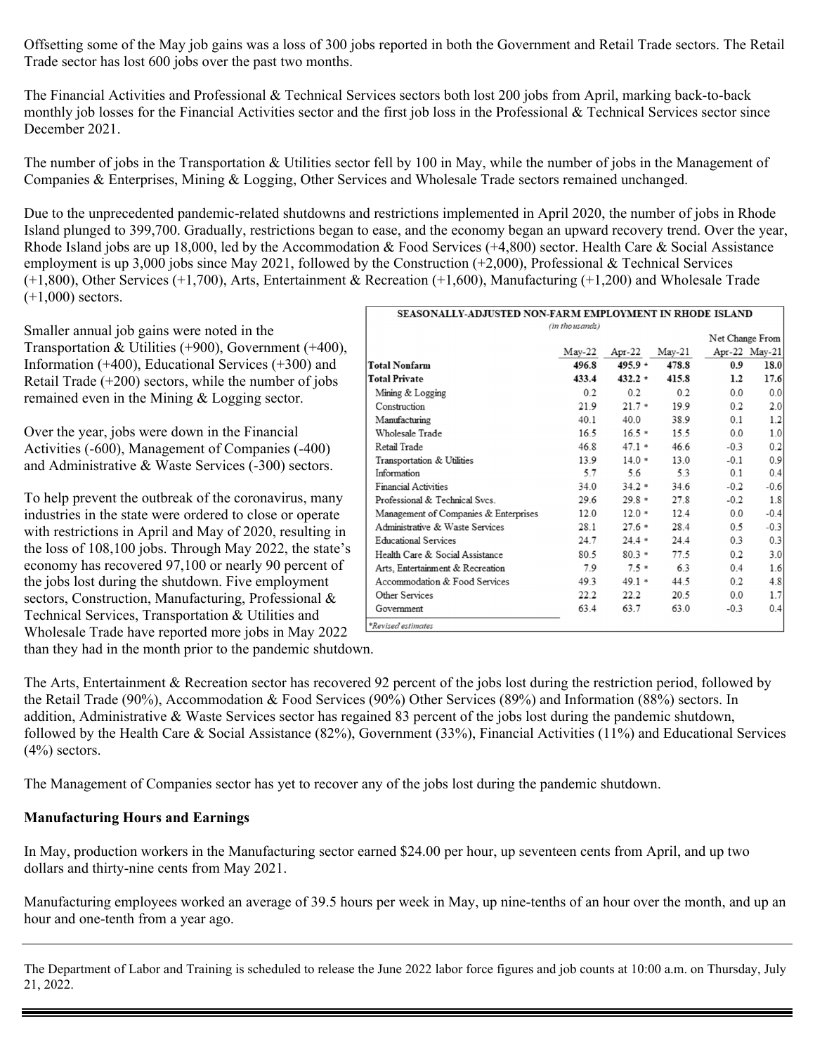Offsetting some of the May job gains was a loss of 300 jobs reported in both the Government and Retail Trade sectors. The Retail Trade sector has lost 600 jobs over the past two months.

The Financial Activities and Professional & Technical Services sectors both lost 200 jobs from April, marking back-to-back monthly job losses for the Financial Activities sector and the first job loss in the Professional & Technical Services sector since December 2021.

The number of jobs in the Transportation & Utilities sector fell by 100 in May, while the number of jobs in the Management of Companies & Enterprises, Mining & Logging, Other Services and Wholesale Trade sectors remained unchanged.

Due to the unprecedented pandemic-related shutdowns and restrictions implemented in April 2020, the number of jobs in Rhode Island plunged to 399,700. Gradually, restrictions began to ease, and the economy began an upward recovery trend. Over the year, Rhode Island jobs are up 18,000, led by the Accommodation & Food Services (+4,800) sector. Health Care & Social Assistance employment is up 3,000 jobs since May 2021, followed by the Construction (+2,000), Professional & Technical Services (+1,800), Other Services (+1,700), Arts, Entertainment & Recreation (+1,600), Manufacturing (+1,200) and Wholesale Trade (+1,000) sectors.

Smaller annual job gains were noted in the Transportation & Utilities (+900), Government (+400), Information (+400), Educational Services (+300) and Retail Trade (+200) sectors, while the number of jobs remained even in the Mining & Logging sector.

Over the year, jobs were down in the Financial Activities (-600), Management of Companies (-400) and Administrative & Waste Services (-300) sectors.

To help prevent the outbreak of the coronavirus, many industries in the state were ordered to close or operate with restrictions in April and May of 2020, resulting in the loss of 108,100 jobs. Through May 2022, the state's economy has recovered 97,100 or nearly 90 percent of the jobs lost during the shutdown. Five employment sectors, Construction, Manufacturing, Professional & Technical Services, Transportation & Utilities and Wholesale Trade have reported more jobs in May 2022 than they had in the month prior to the pandemic shutdown.

**SEASONALLY-ADJUSTED NON-FARM EMPLOYMENT IN RHODE ISLAND**

*(in thousands)*

| | May-22 | Apr-22 | May-21 | Net Change From Apr-22 | Net Change From May-21 |
|---|---|---|---|---|---|
| **Total Nonfarm** | **496.8** | **495.9 \*** | **478.8** | **0.9** | **18.0** |
| **Total Private** | **433.4** | **432.2 \*** | **415.8** | **1.2** | **17.6** |
| Mining & Logging | 0.2 | 0.2 | 0.2 | 0.0 | 0.0 |
| Construction | 21.9 | 21.7 * | 19.9 | 0.2 | 2.0 |
| Manufacturing | 40.1 | 40.0 | 38.9 | 0.1 | 1.2 |
| Wholesale Trade | 16.5 | 16.5 * | 15.5 | 0.0 | 1.0 |
| Retail Trade | 46.8 | 47.1 * | 46.6 | -0.3 | 0.2 |
| Transportation & Utilities | 13.9 | 14.0 * | 13.0 | -0.1 | 0.9 |
| Information | 5.7 | 5.6 | 5.3 | 0.1 | 0.4 |
| Financial Activities | 34.0 | 34.2 * | 34.6 | -0.2 | -0.6 |
| Professional & Technical Svcs. | 29.6 | 29.8 * | 27.8 | -0.2 | 1.8 |
| Management of Companies & Enterprises | 12.0 | 12.0 * | 12.4 | 0.0 | -0.4 |
| Administrative & Waste Services | 28.1 | 27.6 * | 28.4 | 0.5 | -0.3 |
| Educational Services | 24.7 | 24.4 * | 24.4 | 0.3 | 0.3 |
| Health Care & Social Assistance | 80.5 | 80.3 * | 77.5 | 0.2 | 3.0 |
| Arts, Entertainment & Recreation | 7.9 | 7.5 * | 6.3 | 0.4 | 1.6 |
| Accommodation & Food Services | 49.3 | 49.1 * | 44.5 | 0.2 | 4.8 |
| Other Services | 22.2 | 22.2 | 20.5 | 0.0 | 1.7 |
| Government | 63.4 | 63.7 | 63.0 | -0.3 | 0.4 |

*\*Revised estimates*

The Arts, Entertainment & Recreation sector has recovered 92 percent of the jobs lost during the restriction period, followed by the Retail Trade (90%), Accommodation & Food Services (90%) Other Services (89%) and Information (88%) sectors. In addition, Administrative & Waste Services sector has regained 83 percent of the jobs lost during the pandemic shutdown, followed by the Health Care & Social Assistance (82%), Government (33%), Financial Activities (11%) and Educational Services (4%) sectors.

The Management of Companies sector has yet to recover any of the jobs lost during the pandemic shutdown.

**Manufacturing Hours and Earnings**

In May, production workers in the Manufacturing sector earned $24.00 per hour, up seventeen cents from April, and up two dollars and thirty-nine cents from May 2021.

Manufacturing employees worked an average of 39.5 hours per week in May, up nine-tenths of an hour over the month, and up an hour and one-tenth from a year ago.

---

The Department of Labor and Training is scheduled to release the June 2022 labor force figures and job counts at 10:00 a.m. on Thursday, July 21, 2022.